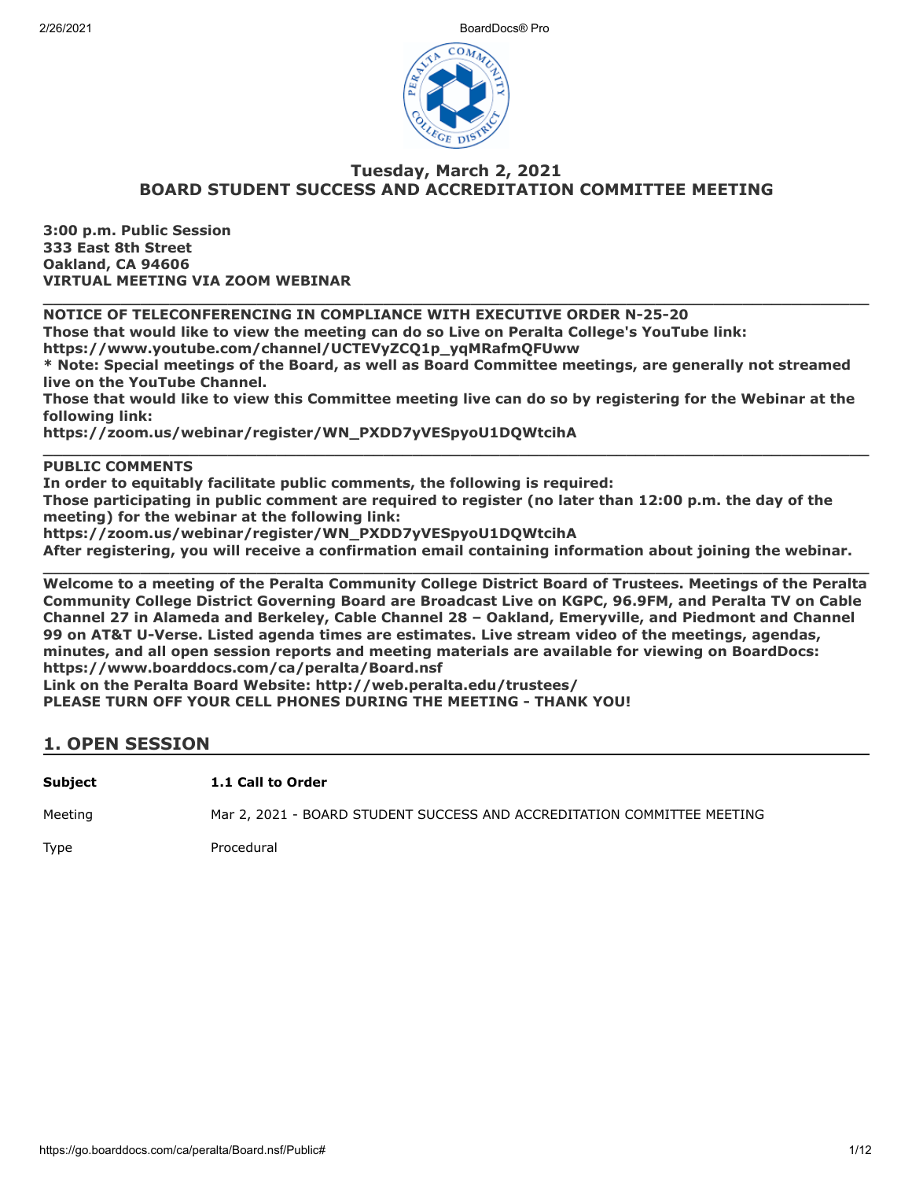# Tuesday, March 2, 2021
# BOARD STUDENT SUCCESS AND ACCREDITATION COMMITTEE MEETING

**3:00 p.m. Public Session**
**333 East 8th Street**
**Oakland, CA 94606**
**VIRTUAL MEETING VIA ZOOM WEBINAR**

---

**NOTICE OF TELECONFERENCING IN COMPLIANCE WITH EXECUTIVE ORDER N-25-20**
**Those that would like to view the meeting can do so Live on Peralta College's YouTube link:**
**https://www.youtube.com/channel/UCTEVyZCQ1p_yqMRafmQFUww**
*** Note: Special meetings of the Board, as well as Board Committee meetings, are generally not streamed live on the YouTube Channel.**
**Those that would like to view this Committee meeting live can do so by registering for the Webinar at the following link:**
**https://zoom.us/webinar/register/WN_PXDD7yVESpyoU1DQWtcihA**

---

**PUBLIC COMMENTS**
**In order to equitably facilitate public comments, the following is required:**
**Those participating in public comment are required to register (no later than 12:00 p.m. the day of the meeting) for the webinar at the following link:**
**https://zoom.us/webinar/register/WN_PXDD7yVESpyoU1DQWtcihA**
**After registering, you will receive a confirmation email containing information about joining the webinar.**

---

**Welcome to a meeting of the Peralta Community College District Board of Trustees. Meetings of the Peralta Community College District Governing Board are Broadcast Live on KGPC, 96.9FM, and Peralta TV on Cable Channel 27 in Alameda and Berkeley, Cable Channel 28 – Oakland, Emeryville, and Piedmont and Channel 99 on AT&T U-Verse. Listed agenda times are estimates. Live stream video of the meetings, agendas, minutes, and all open session reports and meeting materials are available for viewing on BoardDocs: https://www.boarddocs.com/ca/peralta/Board.nsf**
**Link on the Peralta Board Website: http://web.peralta.edu/trustees/**
**PLEASE TURN OFF YOUR CELL PHONES DURING THE MEETING - THANK YOU!**

## 1. OPEN SESSION

| | |
|---|---|
| **Subject** | **1.1 Call to Order** |
| Meeting | Mar 2, 2021 - BOARD STUDENT SUCCESS AND ACCREDITATION COMMITTEE MEETING |
| Type | Procedural |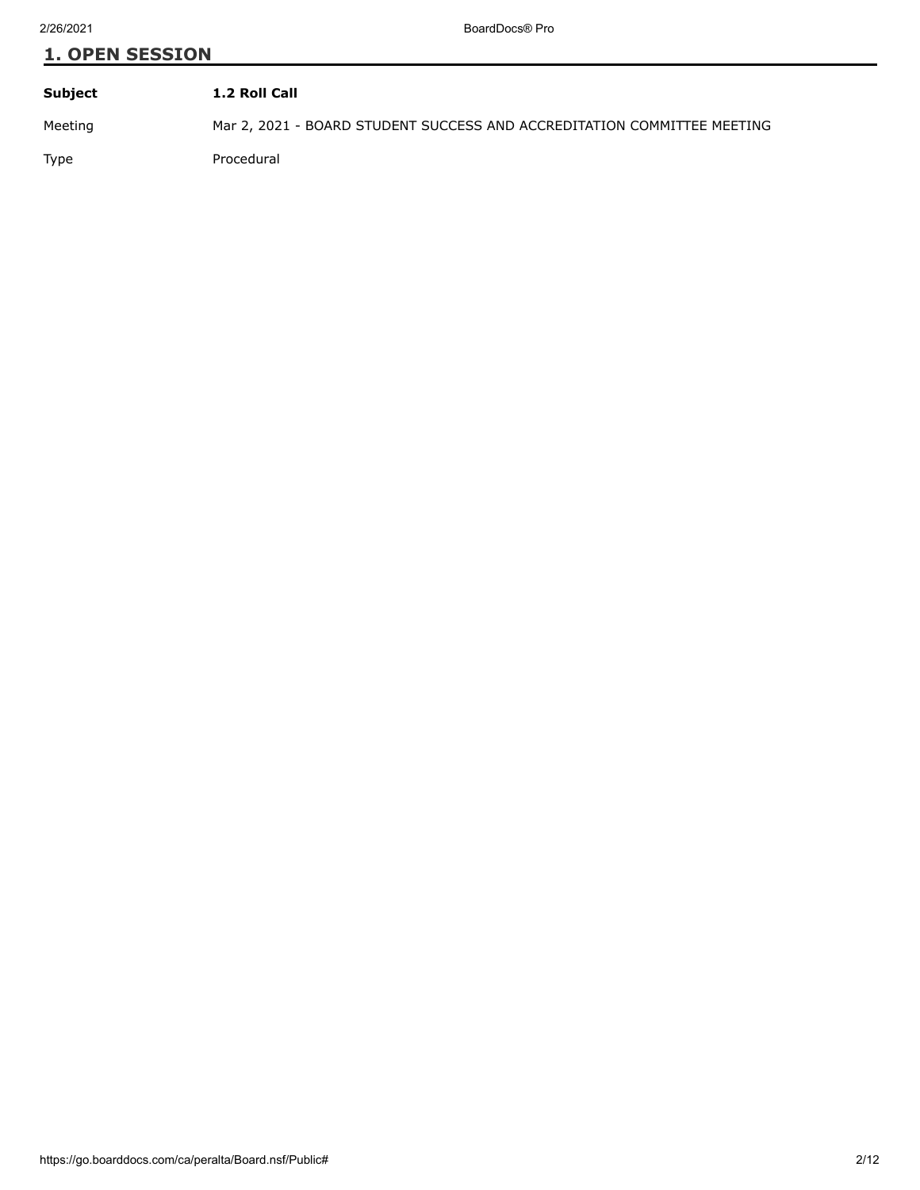## 1. OPEN SESSION

| **Subject** | **1.2 Roll Call** |
| --- | --- |
| Meeting | Mar 2, 2021 - BOARD STUDENT SUCCESS AND ACCREDITATION COMMITTEE MEETING |
| Type | Procedural |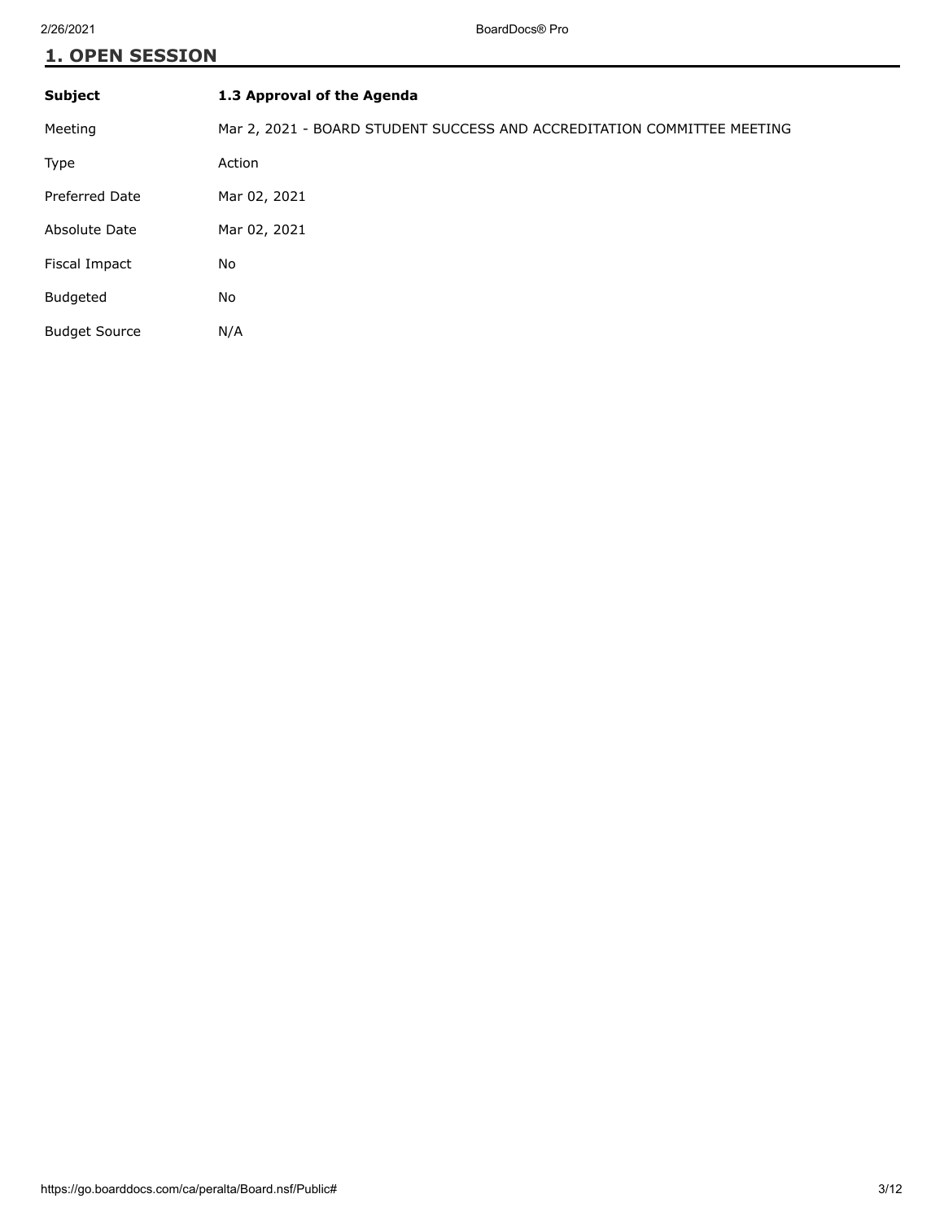## 1. OPEN SESSION

| Subject | 1.3 Approval of the Agenda |
| --- | --- |
| Meeting | Mar 2, 2021 - BOARD STUDENT SUCCESS AND ACCREDITATION COMMITTEE MEETING |
| Type | Action |
| Preferred Date | Mar 02, 2021 |
| Absolute Date | Mar 02, 2021 |
| Fiscal Impact | No |
| Budgeted | No |
| Budget Source | N/A |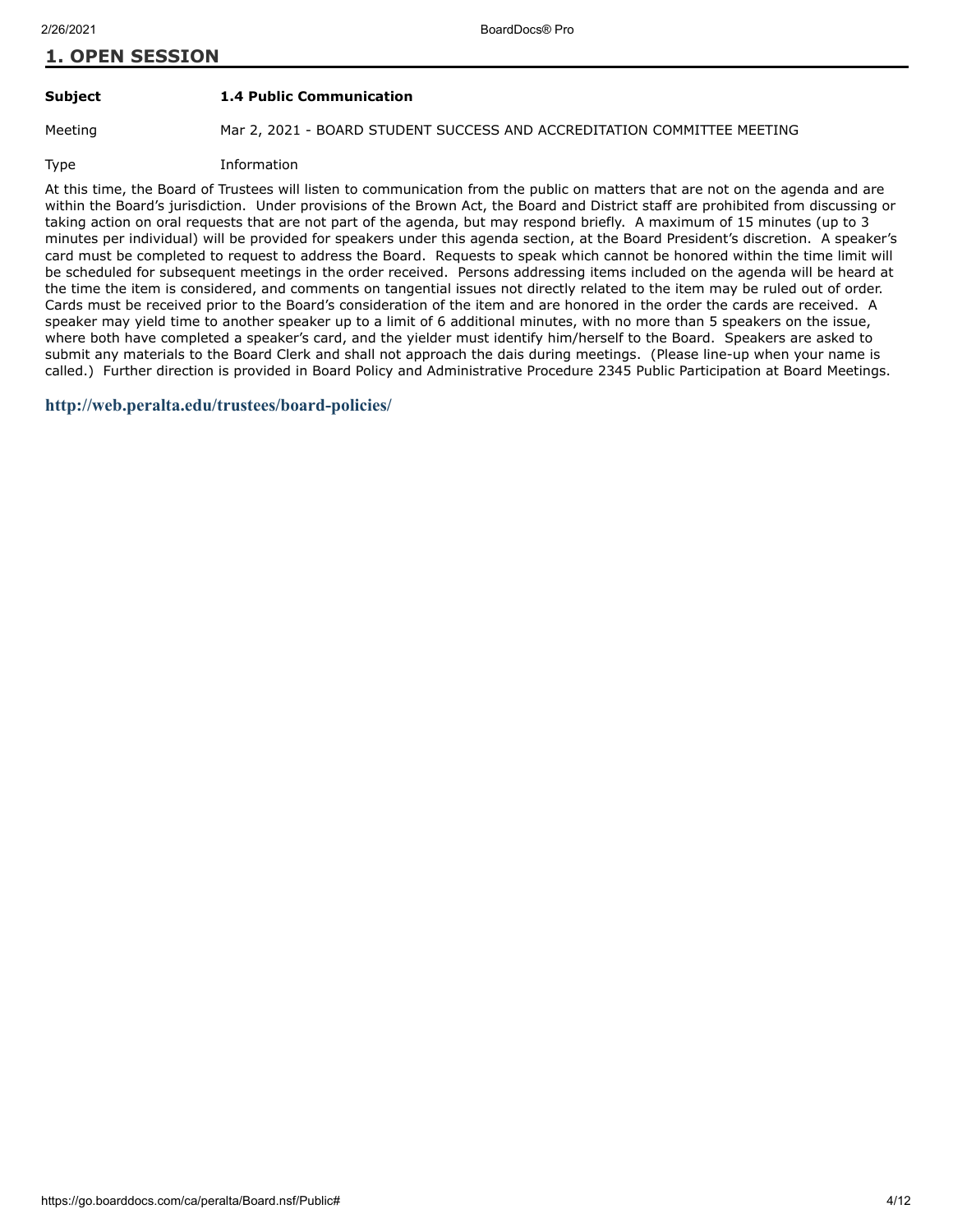## 1. OPEN SESSION

| | |
|---|---|
| **Subject** | **1.4 Public Communication** |
| Meeting | Mar 2, 2021 - BOARD STUDENT SUCCESS AND ACCREDITATION COMMITTEE MEETING |
| Type | Information |

At this time, the Board of Trustees will listen to communication from the public on matters that are not on the agenda and are within the Board's jurisdiction.  Under provisions of the Brown Act, the Board and District staff are prohibited from discussing or taking action on oral requests that are not part of the agenda, but may respond briefly.  A maximum of 15 minutes (up to 3 minutes per individual) will be provided for speakers under this agenda section, at the Board President's discretion.  A speaker's card must be completed to request to address the Board.  Requests to speak which cannot be honored within the time limit will be scheduled for subsequent meetings in the order received.  Persons addressing items included on the agenda will be heard at the time the item is considered, and comments on tangential issues not directly related to the item may be ruled out of order.  Cards must be received prior to the Board's consideration of the item and are honored in the order the cards are received.  A speaker may yield time to another speaker up to a limit of 6 additional minutes, with no more than 5 speakers on the issue, where both have completed a speaker's card, and the yielder must identify him/herself to the Board.  Speakers are asked to submit any materials to the Board Clerk and shall not approach the dais during meetings.  (Please line-up when your name is called.)  Further direction is provided in Board Policy and Administrative Procedure 2345 Public Participation at Board Meetings.

**http://web.peralta.edu/trustees/board-policies/**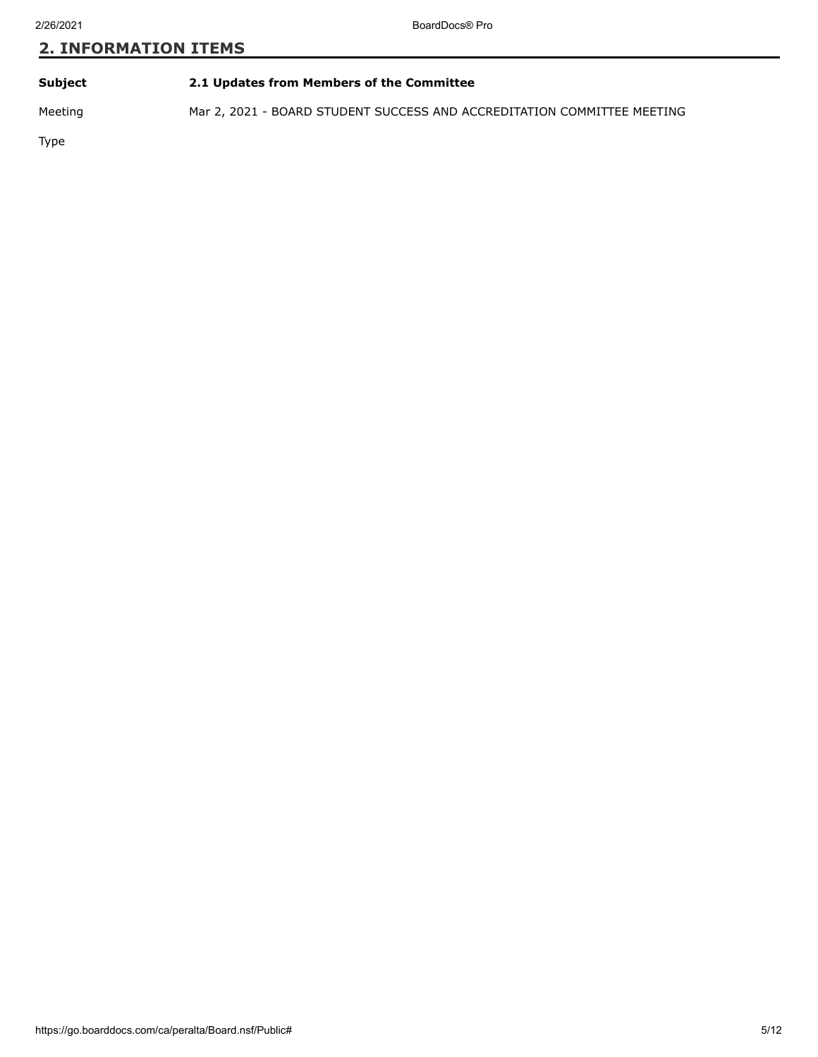## 2. INFORMATION ITEMS

| | |
|---|---|
| **Subject** | **2.1 Updates from Members of the Committee** |
| Meeting | Mar 2, 2021 - BOARD STUDENT SUCCESS AND ACCREDITATION COMMITTEE MEETING |
| Type | |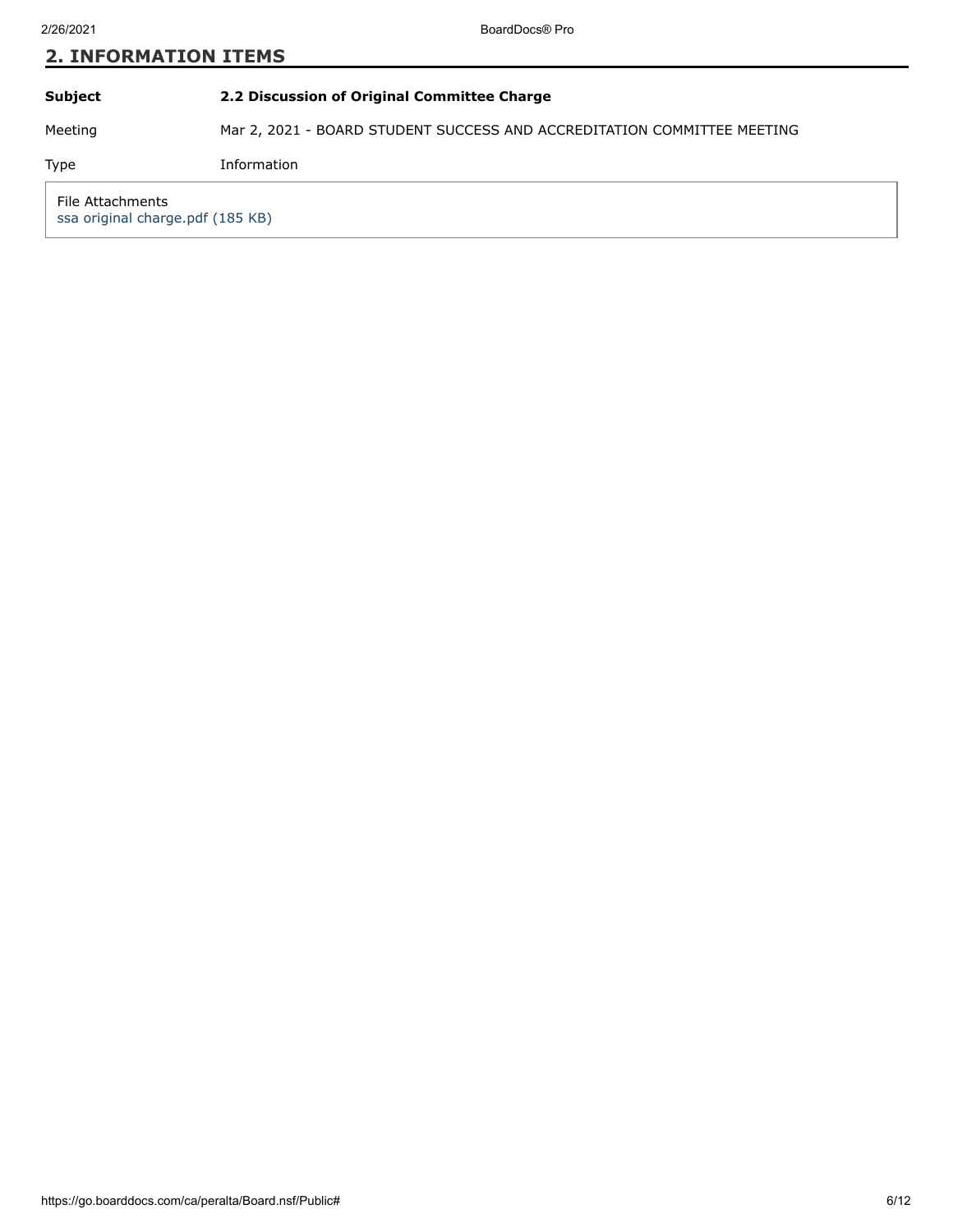## 2. INFORMATION ITEMS

| **Subject** | **2.2 Discussion of Original Committee Charge** |
| --- | --- |
| Meeting | Mar 2, 2021 - BOARD STUDENT SUCCESS AND ACCREDITATION COMMITTEE MEETING |
| Type | Information |

File Attachments
ssa original charge.pdf (185 KB)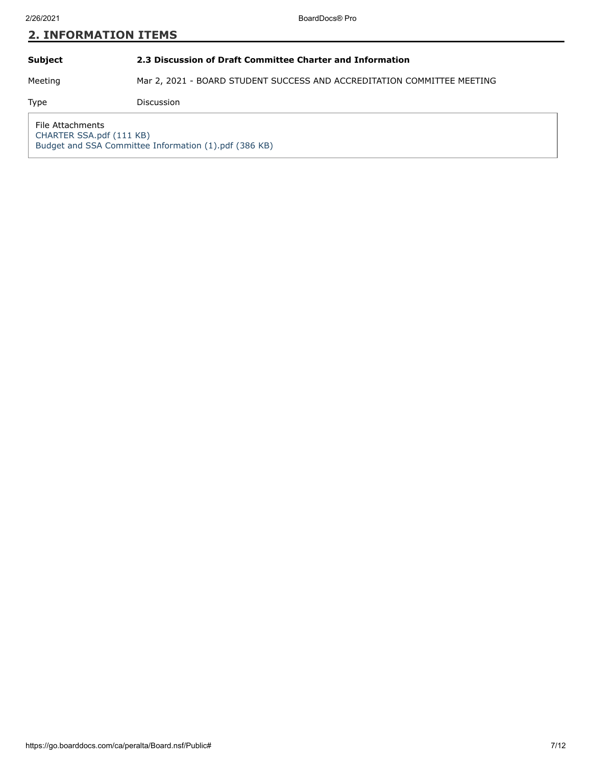## 2. INFORMATION ITEMS

| | |
|---|---|
| **Subject** | **2.3 Discussion of Draft Committee Charter and Information** |
| Meeting | Mar 2, 2021 - BOARD STUDENT SUCCESS AND ACCREDITATION COMMITTEE MEETING |
| Type | Discussion |

File Attachments
CHARTER SSA.pdf (111 KB)
Budget and SSA Committee Information (1).pdf (386 KB)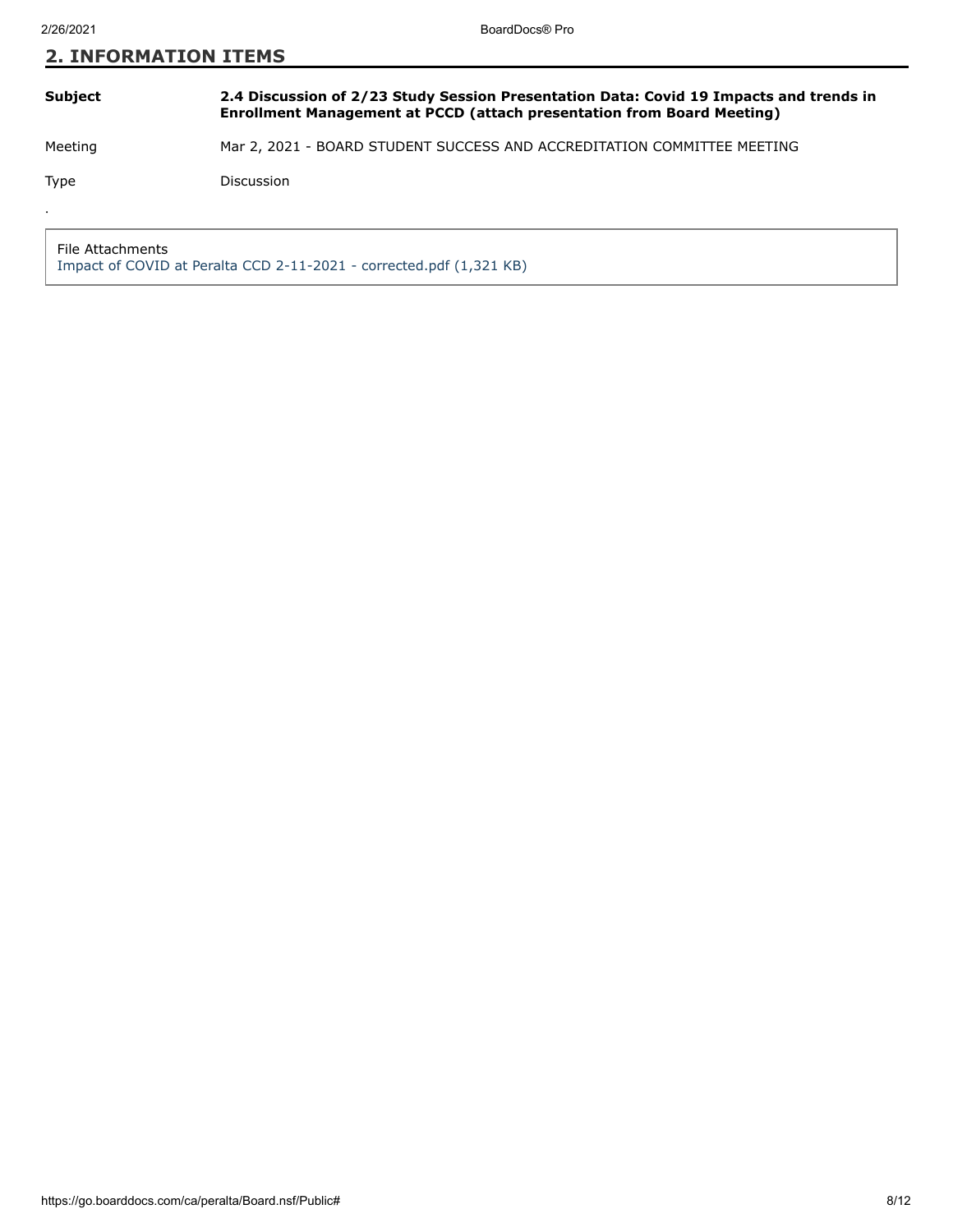## 2. INFORMATION ITEMS

| | |
|---|---|
| **Subject** | **2.4 Discussion of 2/23 Study Session Presentation Data: Covid 19 Impacts and trends in Enrollment Management at PCCD (attach presentation from Board Meeting)** |
| Meeting | Mar 2, 2021 - BOARD STUDENT SUCCESS AND ACCREDITATION COMMITTEE MEETING |
| Type | Discussion |

.

File Attachments

Impact of COVID at Peralta CCD 2-11-2021 - corrected.pdf (1,321 KB)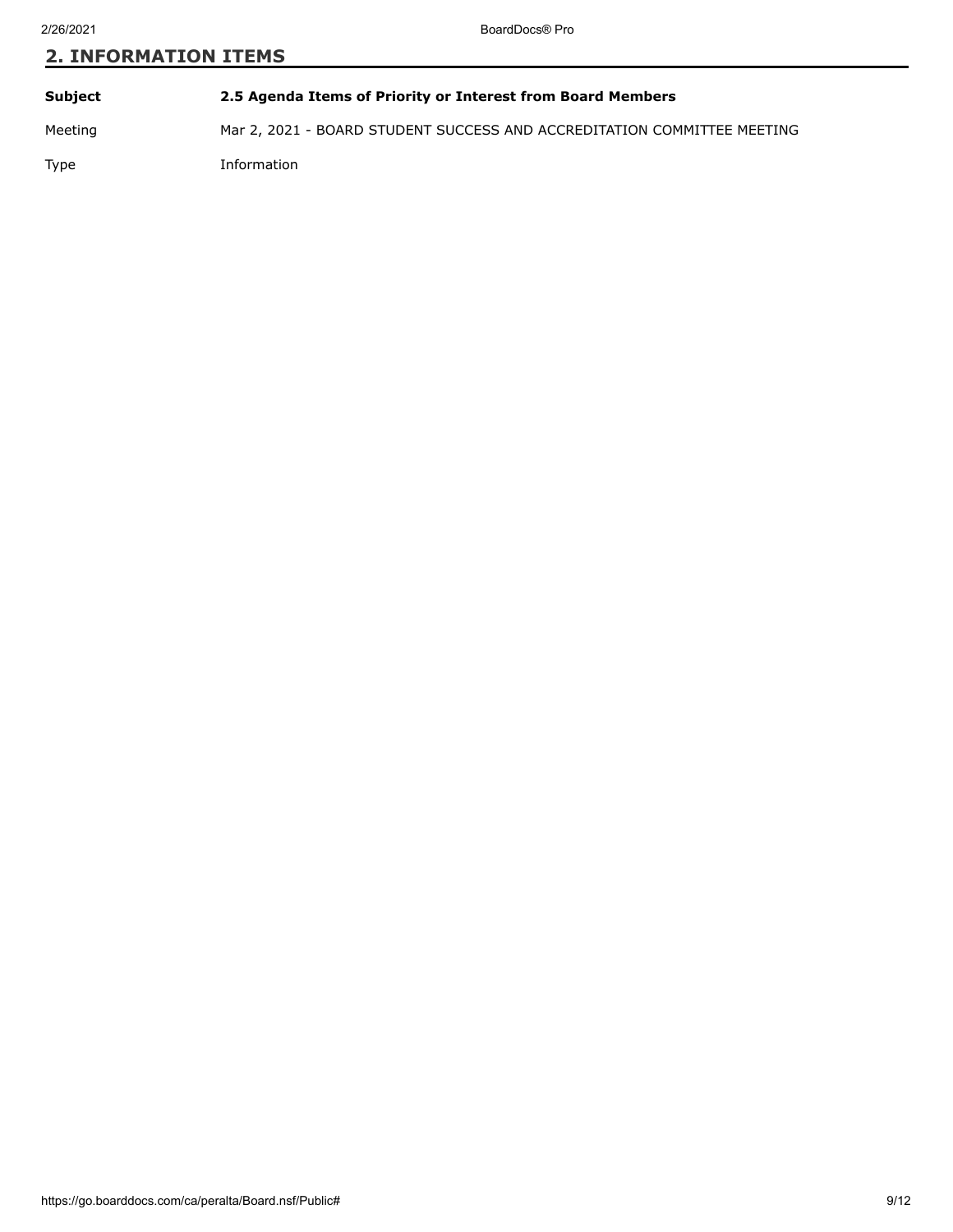## 2. INFORMATION ITEMS

| | |
|---|---|
| **Subject** | **2.5 Agenda Items of Priority or Interest from Board Members** |
| Meeting | Mar 2, 2021 - BOARD STUDENT SUCCESS AND ACCREDITATION COMMITTEE MEETING |
| Type | Information |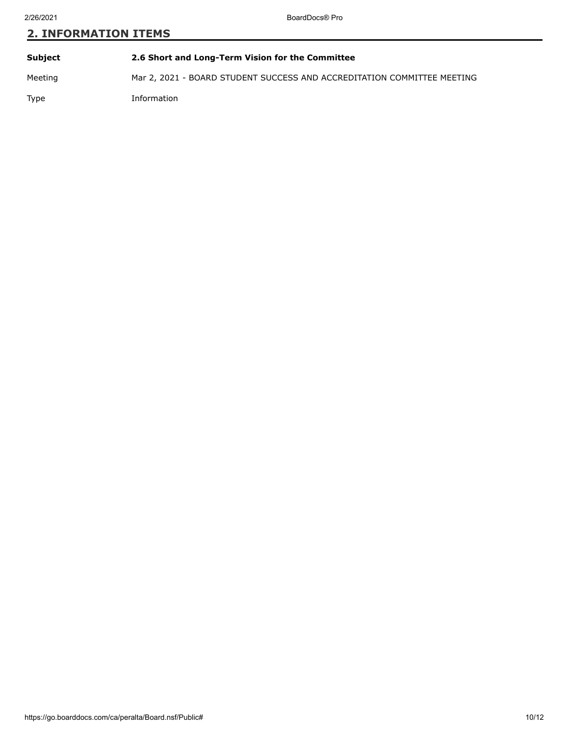## 2. INFORMATION ITEMS

| | |
|---|---|
| **Subject** | **2.6 Short and Long-Term Vision for the Committee** |
| Meeting | Mar 2, 2021 - BOARD STUDENT SUCCESS AND ACCREDITATION COMMITTEE MEETING |
| Type | Information |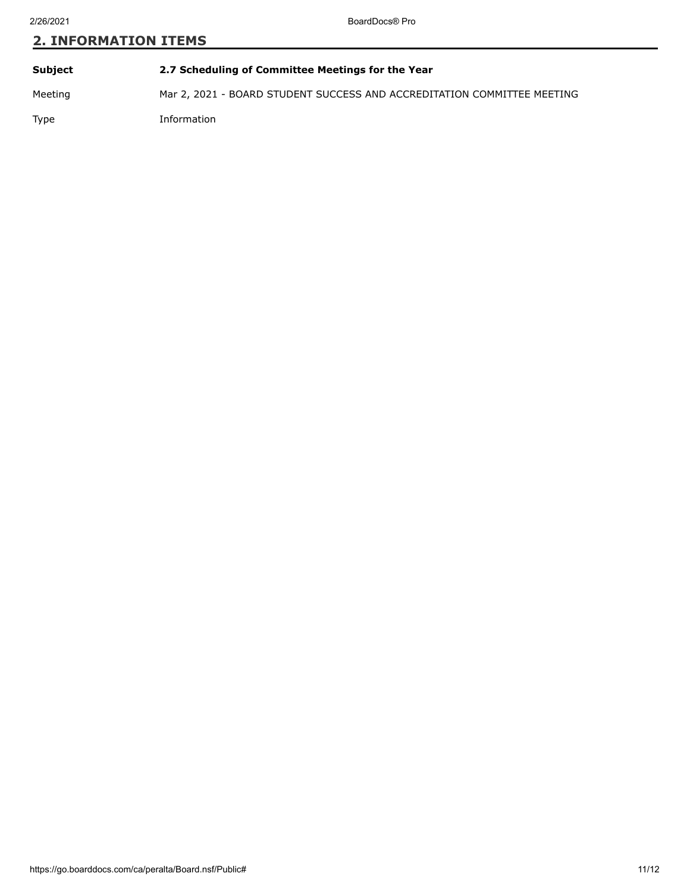## 2. INFORMATION ITEMS

| | |
|---|---|
| **Subject** | **2.7 Scheduling of Committee Meetings for the Year** |
| Meeting | Mar 2, 2021 - BOARD STUDENT SUCCESS AND ACCREDITATION COMMITTEE MEETING |
| Type | Information |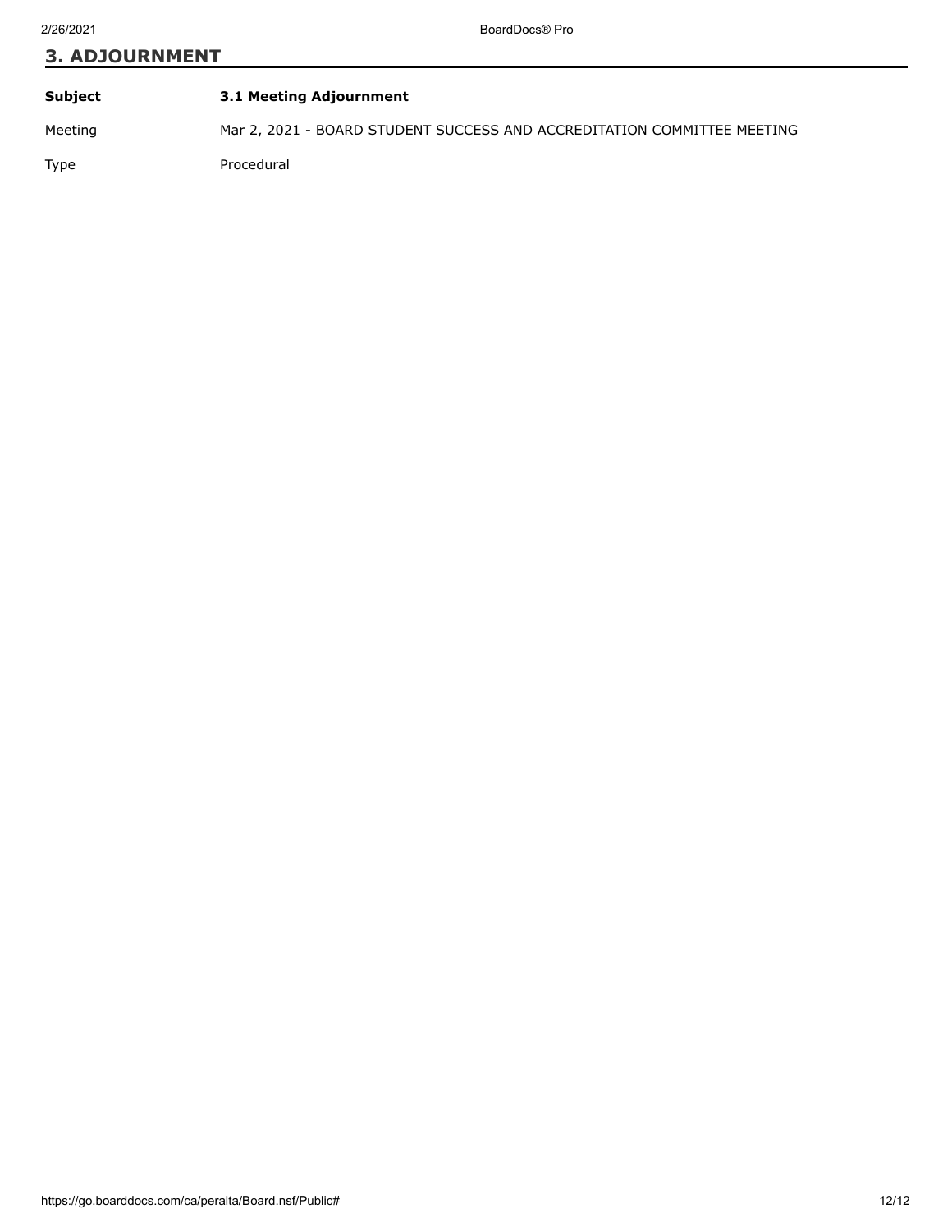## 3. ADJOURNMENT

| | |
|---|---|
| **Subject** | **3.1 Meeting Adjournment** |
| Meeting | Mar 2, 2021 - BOARD STUDENT SUCCESS AND ACCREDITATION COMMITTEE MEETING |
| Type | Procedural |